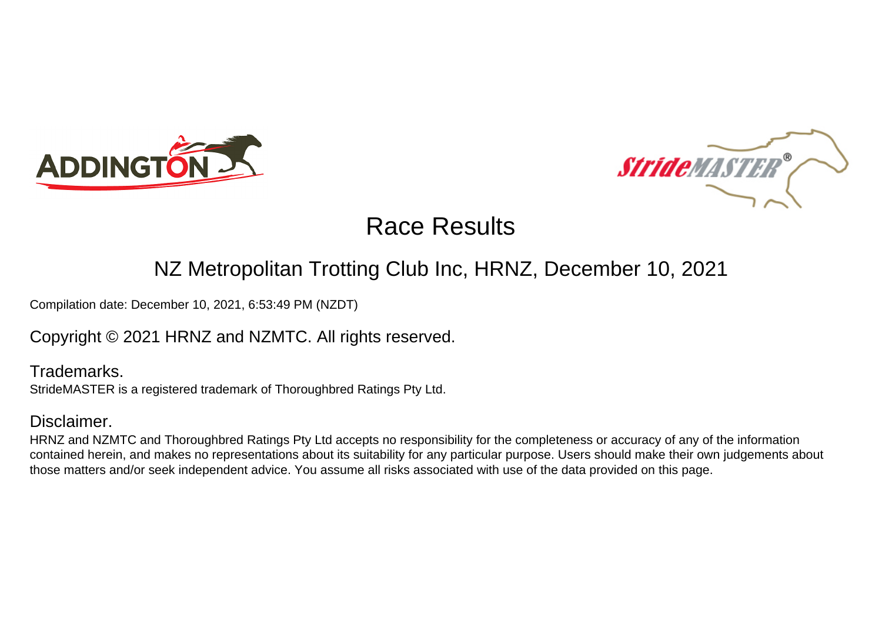# Race Results

## NZ Metropolitan Trotting Club Inc, HRNZ, December 10, 2021

Compilation date: December 10, 2021, 6:53:49 PM (NZDT)

Copyright © 2021 HRNZ and NZMTC. All rights reserved.

### Trademarks.

StrideMASTER is a registered trademark of Thoroughbred Ratings Pty Ltd.

### Disclaimer.

HRNZ and NZMTC and Thoroughbred Ratings Pty Ltd accepts no responsibility for the completeness or accuracy of any of the information contained herein, and makes no representations about its suitability for any particular purpose. Users should make their own judgements about those matters and/or seek independent advice. You assume all risks associated with use of the data provided on this page.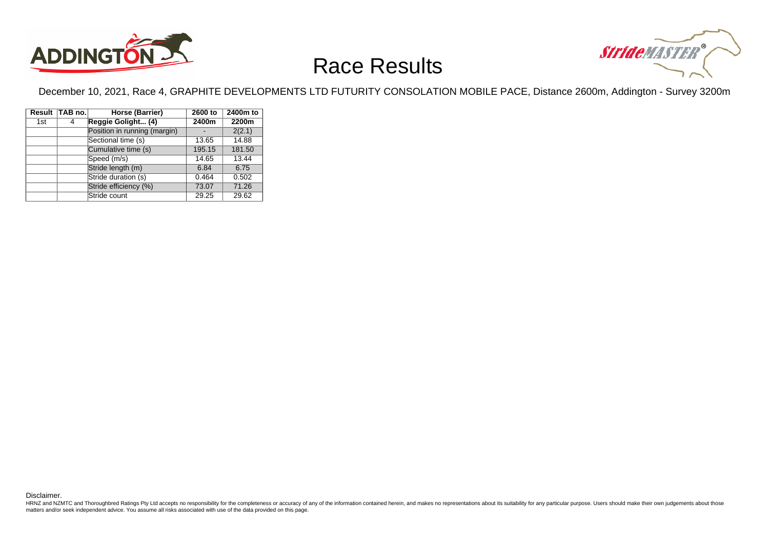# Race Results

December 10, 2021, Race 4, GRAPHITE DEVELOPMENTS LTD FUTURITY CONSOLATION MOBILE PACE, Distance 2600m, Addington - Survey 3200m

| Result | TAB no. | Horse (Barrier) | 2600 to 2400m | 2400m to 2200m |
|---|---|---|---|---|
| 1st | 4 | **Reggie Golight... (4)** | | |
| | | Position in running (margin) | - | 2(2.1) |
| | | Sectional time (s) | 13.65 | 14.88 |
| | | Cumulative time (s) | 195.15 | 181.50 |
| | | Speed (m/s) | 14.65 | 13.44 |
| | | Stride length (m) | 6.84 | 6.75 |
| | | Stride duration (s) | 0.464 | 0.502 |
| | | Stride efficiency (%) | 73.07 | 71.26 |
| | | Stride count | 29.25 | 29.62 |

Disclaimer.

HRNZ and NZMTC and Thoroughbred Ratings Pty Ltd accepts no responsibility for the completeness or accuracy of any of the information contained herein, and makes no representations about its suitability for any particular purpose. Users should make their own judgements about those matters and/or seek independent advice. You assume all risks associated with use of the data provided on this page.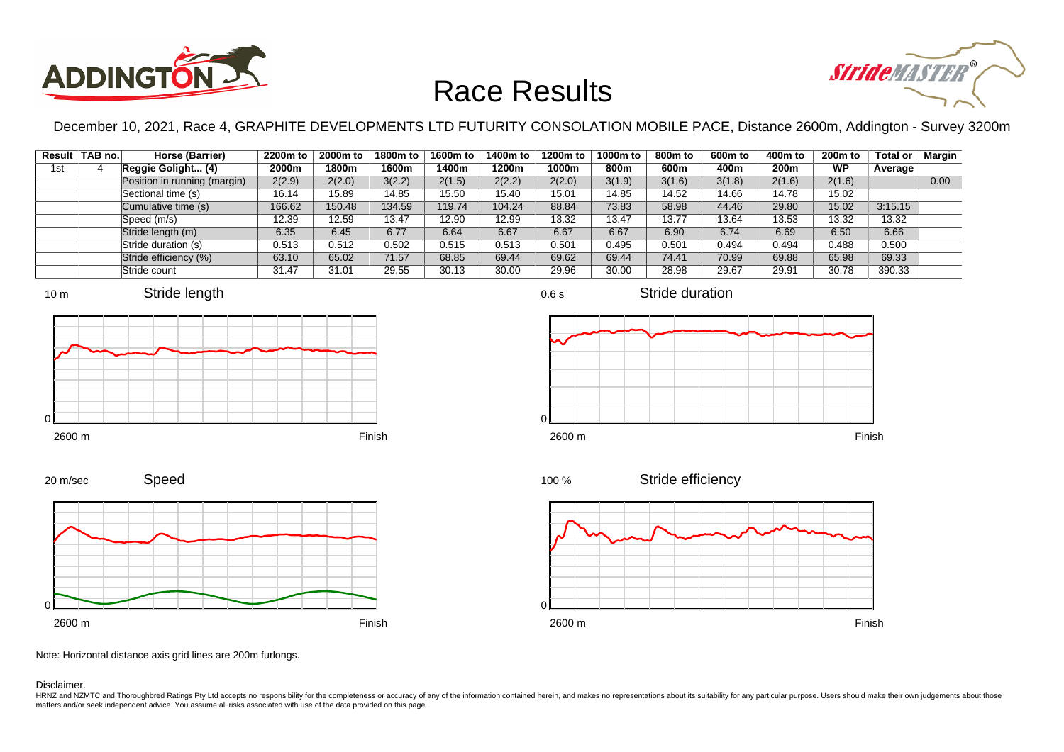# Race Results

December 10, 2021, Race 4, GRAPHITE DEVELOPMENTS LTD FUTURITY CONSOLATION MOBILE PACE, Distance 2600m, Addington - Survey 3200m

| Result | TAB no. | Horse (Barrier) | 2200m to 2000m | 2000m to 1800m | 1800m to 1600m | 1600m to 1400m | 1400m to 1200m | 1200m to 1000m | 1000m to 800m | 800m to 600m | 600m to 400m | 400m to 200m | 200m to WP | Total or Average | Margin |
|---|---|---|---|---|---|---|---|---|---|---|---|---|---|---|---|
| 1st | 4 | Reggie Golight... (4) | | | | | | | | | | | | | |
| | | Position in running (margin) | 2(2.9) | 2(2.0) | 3(2.2) | 2(1.5) | 2(2.2) | 2(2.0) | 3(1.9) | 3(1.6) | 3(1.8) | 2(1.6) | 2(1.6) | | 0.00 |
| | | Sectional time (s) | 16.14 | 15.89 | 14.85 | 15.50 | 15.40 | 15.01 | 14.85 | 14.52 | 14.66 | 14.78 | 15.02 | | |
| | | Cumulative time (s) | 166.62 | 150.48 | 134.59 | 119.74 | 104.24 | 88.84 | 73.83 | 58.98 | 44.46 | 29.80 | 15.02 | 3:15.15 | |
| | | Speed (m/s) | 12.39 | 12.59 | 13.47 | 12.90 | 12.99 | 13.32 | 13.47 | 13.77 | 13.64 | 13.53 | 13.32 | 13.32 | |
| | | Stride length (m) | 6.35 | 6.45 | 6.77 | 6.64 | 6.67 | 6.67 | 6.67 | 6.90 | 6.74 | 6.69 | 6.50 | 6.66 | |
| | | Stride duration (s) | 0.513 | 0.512 | 0.502 | 0.515 | 0.513 | 0.501 | 0.495 | 0.501 | 0.494 | 0.494 | 0.488 | 0.500 | |
| | | Stride efficiency (%) | 63.10 | 65.02 | 71.57 | 68.85 | 69.44 | 69.62 | 69.44 | 74.41 | 70.99 | 69.88 | 65.98 | 69.33 | |
| | | Stride count | 31.47 | 31.01 | 29.55 | 30.13 | 30.00 | 29.96 | 30.00 | 28.98 | 29.67 | 29.91 | 30.78 | 390.33 | |

Stride length (10 m; 0; 2600 m – Finish)

Stride duration (0.6 s; 0; 2600 m – Finish)

Speed (20 m/sec; 0; 2600 m – Finish)

Stride efficiency (100 %; 0; 2600 m – Finish)

Note: Horizontal distance axis grid lines are 200m furlongs.

Disclaimer.

HRNZ and NZMTC and Thoroughbred Ratings Pty Ltd accepts no responsibility for the completeness or accuracy of any of the information contained herein, and makes no representations about its suitability for any particular purpose. Users should make their own judgements about those matters and/or seek independent advice. You assume all risks associated with use of the data provided on this page.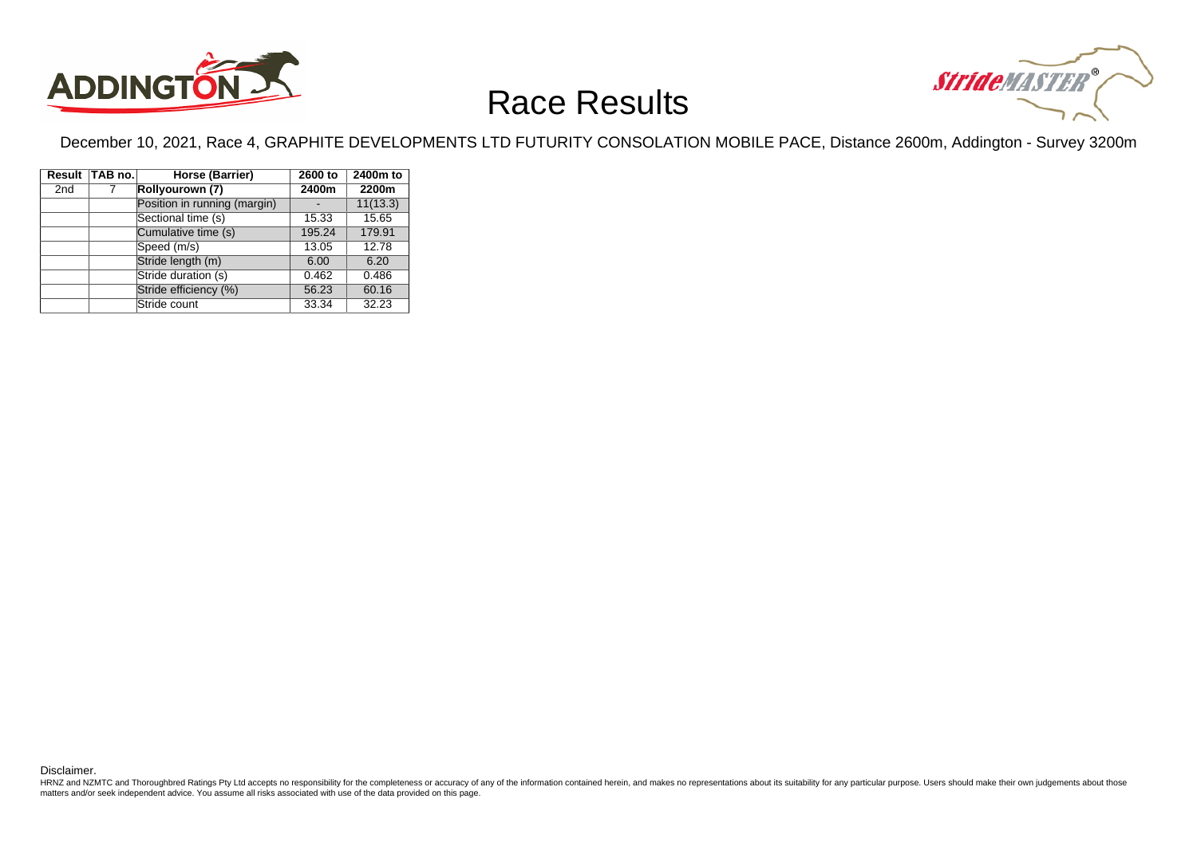# Race Results

December 10, 2021, Race 4, GRAPHITE DEVELOPMENTS LTD FUTURITY CONSOLATION MOBILE PACE, Distance 2600m, Addington - Survey 3200m

| Result | TAB no. | Horse (Barrier) | 2600 to 2400m | 2400m to 2200m |
|---|---|---|---|---|
| 2nd | 7 | **Rollyourown (7)** | | |
| | | Position in running (margin) | - | 11(13.3) |
| | | Sectional time (s) | 15.33 | 15.65 |
| | | Cumulative time (s) | 195.24 | 179.91 |
| | | Speed (m/s) | 13.05 | 12.78 |
| | | Stride length (m) | 6.00 | 6.20 |
| | | Stride duration (s) | 0.462 | 0.486 |
| | | Stride efficiency (%) | 56.23 | 60.16 |
| | | Stride count | 33.34 | 32.23 |

Disclaimer.

HRNZ and NZMTC and Thoroughbred Ratings Pty Ltd accepts no responsibility for the completeness or accuracy of any of the information contained herein, and makes no representations about its suitability for any particular purpose. Users should make their own judgements about those matters and/or seek independent advice. You assume all risks associated with use of the data provided on this page.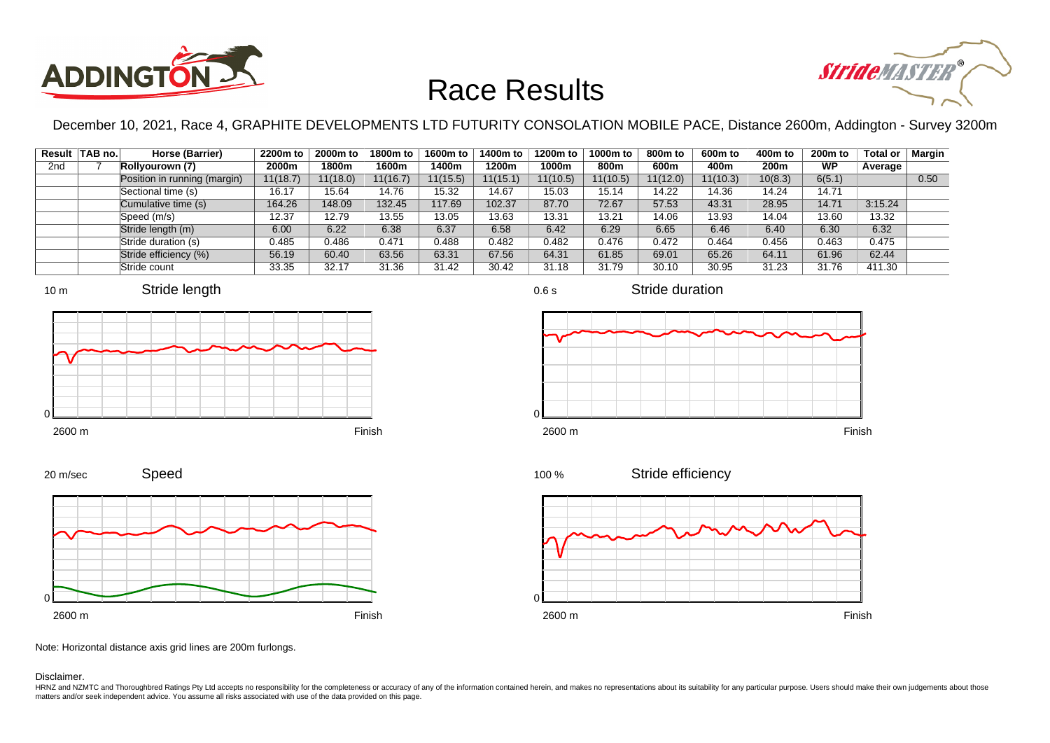# Race Results

December 10, 2021, Race 4, GRAPHITE DEVELOPMENTS LTD FUTURITY CONSOLATION MOBILE PACE, Distance 2600m, Addington - Survey 3200m

| Result | TAB no. | Horse (Barrier) | 2200m to 2000m | 2000m to 1800m | 1800m to 1600m | 1600m to 1400m | 1400m to 1200m | 1200m to 1000m | 1000m to 800m | 800m to 600m | 600m to 400m | 400m to 200m | 200m to WP | Total or Average | Margin |
|---|---|---|---|---|---|---|---|---|---|---|---|---|---|---|---|
| 2nd | 7 | **Rollyourown (7)** | | | | | | | | | | | | | |
| | | Position in running (margin) | 11(18.7) | 11(18.0) | 11(16.7) | 11(15.5) | 11(15.1) | 11(10.5) | 11(10.5) | 11(12.0) | 11(10.3) | 10(8.3) | 6(5.1) | | 0.50 |
| | | Sectional time (s) | 16.17 | 15.64 | 14.76 | 15.32 | 14.67 | 15.03 | 15.14 | 14.22 | 14.36 | 14.24 | 14.71 | | |
| | | Cumulative time (s) | 164.26 | 148.09 | 132.45 | 117.69 | 102.37 | 87.70 | 72.67 | 57.53 | 43.31 | 28.95 | 14.71 | 3:15.24 | |
| | | Speed (m/s) | 12.37 | 12.79 | 13.55 | 13.05 | 13.63 | 13.31 | 13.21 | 14.06 | 13.93 | 14.04 | 13.60 | 13.32 | |
| | | Stride length (m) | 6.00 | 6.22 | 6.38 | 6.37 | 6.58 | 6.42 | 6.29 | 6.65 | 6.46 | 6.40 | 6.30 | 6.32 | |
| | | Stride duration (s) | 0.485 | 0.486 | 0.471 | 0.488 | 0.482 | 0.482 | 0.476 | 0.472 | 0.464 | 0.456 | 0.463 | 0.475 | |
| | | Stride efficiency (%) | 56.19 | 60.40 | 63.56 | 63.31 | 67.56 | 64.31 | 61.85 | 69.01 | 65.26 | 64.11 | 61.96 | 62.44 | |
| | | Stride count | 33.35 | 32.17 | 31.36 | 31.42 | 30.42 | 31.18 | 31.79 | 30.10 | 30.95 | 31.23 | 31.76 | 411.30 | |

Note: Horizontal distance axis grid lines are 200m furlongs.

Disclaimer.

HRNZ and NZMTC and Thoroughbred Ratings Pty Ltd accepts no responsibility for the completeness or accuracy of any of the information contained herein, and makes no representations about its suitability for any particular purpose. Users should make their own judgements about those matters and/or seek independent advice. You assume all risks associated with use of the data provided on this page.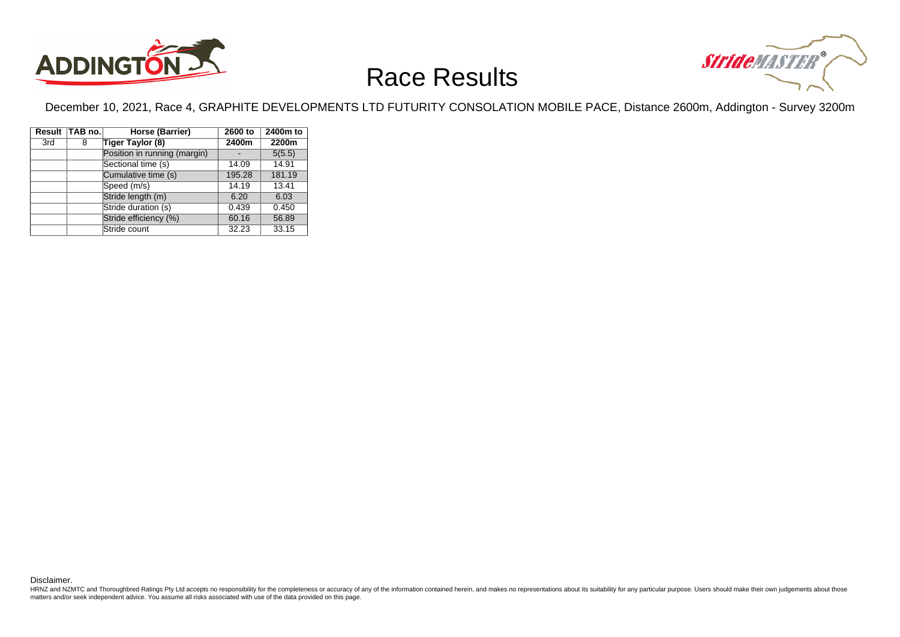# Race Results

December 10, 2021, Race 4, GRAPHITE DEVELOPMENTS LTD FUTURITY CONSOLATION MOBILE PACE, Distance 2600m, Addington - Survey 3200m

| Result | TAB no. | Horse (Barrier) | 2600 to 2400m | 2400m to 2200m |
|---|---|---|---|---|
| 3rd | 8 | **Tiger Taylor (8)** | | |
| | | Position in running (margin) | - | 5(5.5) |
| | | Sectional time (s) | 14.09 | 14.91 |
| | | Cumulative time (s) | 195.28 | 181.19 |
| | | Speed (m/s) | 14.19 | 13.41 |
| | | Stride length (m) | 6.20 | 6.03 |
| | | Stride duration (s) | 0.439 | 0.450 |
| | | Stride efficiency (%) | 60.16 | 56.89 |
| | | Stride count | 32.23 | 33.15 |

Disclaimer.

HRNZ and NZMTC and Thoroughbred Ratings Pty Ltd accepts no responsibility for the completeness or accuracy of any of the information contained herein, and makes no representations about its suitability for any particular purpose. Users should make their own judgements about those matters and/or seek independent advice. You assume all risks associated with use of the data provided on this page.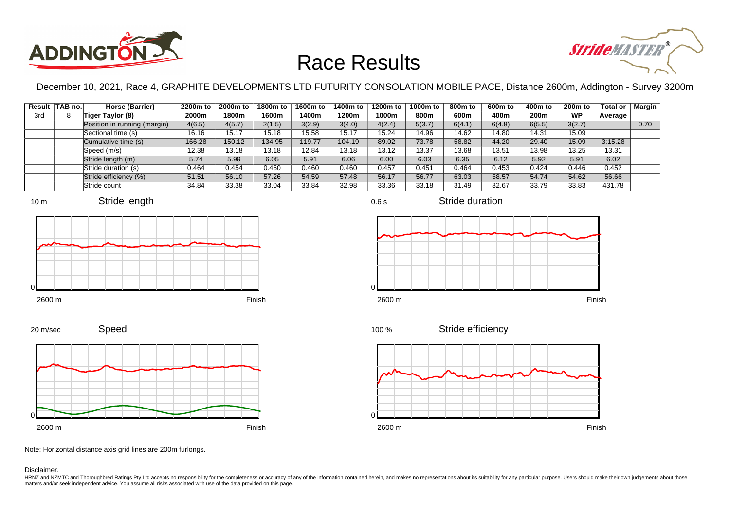# Race Results

December 10, 2021, Race 4, GRAPHITE DEVELOPMENTS LTD FUTURITY CONSOLATION MOBILE PACE, Distance 2600m, Addington - Survey 3200m

| Result | TAB no. | Horse (Barrier) | 2200m to 2000m | 2000m to 1800m | 1800m to 1600m | 1600m to 1400m | 1400m to 1200m | 1200m to 1000m | 1000m to 800m | 800m to 600m | 600m to 400m | 400m to 200m | 200m to WP | Total or Average | Margin |
|---|---|---|---|---|---|---|---|---|---|---|---|---|---|---|---|
| 3rd | 8 | Tiger Taylor (8) | | | | | | | | | | | | | |
| | | Position in running (margin) | 4(6.5) | 4(5.7) | 2(1.5) | 3(2.9) | 3(4.0) | 4(2.4) | 5(3.7) | 6(4.1) | 6(4.8) | 6(5.5) | 3(2.7) | | 0.70 |
| | | Sectional time (s) | 16.16 | 15.17 | 15.18 | 15.58 | 15.17 | 15.24 | 14.96 | 14.62 | 14.80 | 14.31 | 15.09 | | |
| | | Cumulative time (s) | 166.28 | 150.12 | 134.95 | 119.77 | 104.19 | 89.02 | 73.78 | 58.82 | 44.20 | 29.40 | 15.09 | 3:15.28 | |
| | | Speed (m/s) | 12.38 | 13.18 | 13.18 | 12.84 | 13.18 | 13.12 | 13.37 | 13.68 | 13.51 | 13.98 | 13.25 | 13.31 | |
| | | Stride length (m) | 5.74 | 5.99 | 6.05 | 5.91 | 6.06 | 6.00 | 6.03 | 6.35 | 6.12 | 5.92 | 5.91 | 6.02 | |
| | | Stride duration (s) | 0.464 | 0.454 | 0.460 | 0.460 | 0.460 | 0.457 | 0.451 | 0.464 | 0.453 | 0.424 | 0.446 | 0.452 | |
| | | Stride efficiency (%) | 51.51 | 56.10 | 57.26 | 54.59 | 57.48 | 56.17 | 56.77 | 63.03 | 58.57 | 54.74 | 54.62 | 56.66 | |
| | | Stride count | 34.84 | 33.38 | 33.04 | 33.84 | 32.98 | 33.36 | 33.18 | 31.49 | 32.67 | 33.79 | 33.83 | 431.78 | |

Note: Horizontal distance axis grid lines are 200m furlongs.

Disclaimer.

HRNZ and NZMTC and Thoroughbred Ratings Pty Ltd accepts no responsibility for the completeness or accuracy of any of the information contained herein, and makes no representations about its suitability for any particular purpose. Users should make their own judgements about those matters and/or seek independent advice. You assume all risks associated with use of the data provided on this page.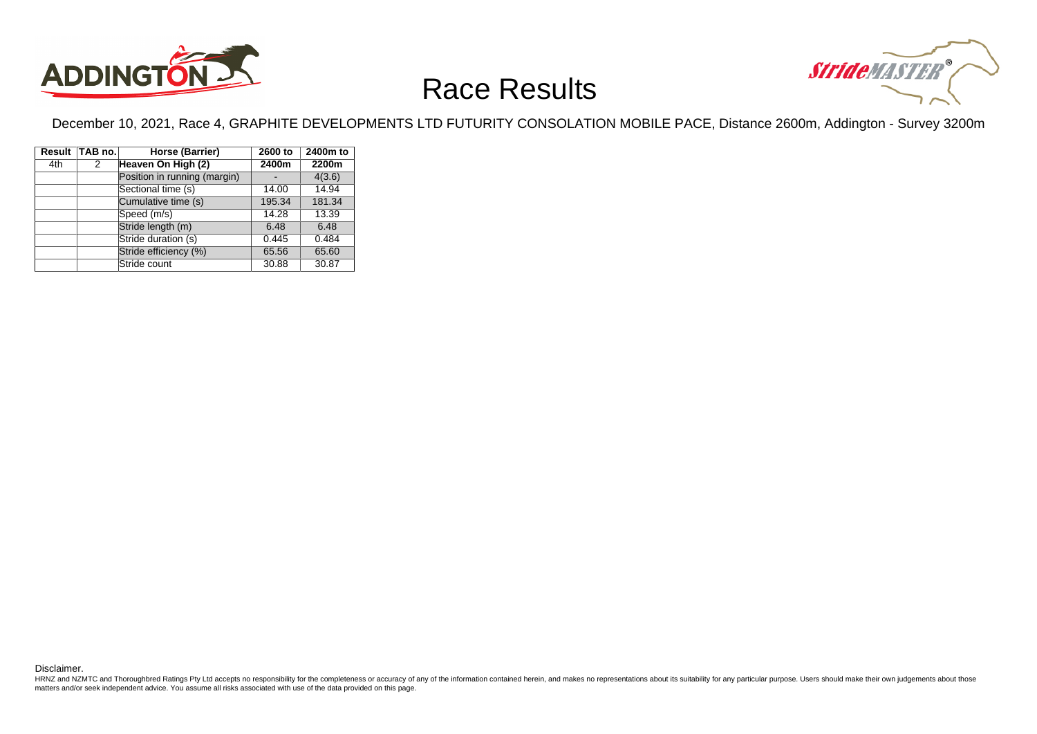# Race Results

December 10, 2021, Race 4, GRAPHITE DEVELOPMENTS LTD FUTURITY CONSOLATION MOBILE PACE, Distance 2600m, Addington - Survey 3200m

| Result | TAB no. | Horse (Barrier) | 2600 to 2400m | 2400m to 2200m |
|---|---|---|---|---|
| 4th | 2 | **Heaven On High (2)** | | |
| | | Position in running (margin) | - | 4(3.6) |
| | | Sectional time (s) | 14.00 | 14.94 |
| | | Cumulative time (s) | 195.34 | 181.34 |
| | | Speed (m/s) | 14.28 | 13.39 |
| | | Stride length (m) | 6.48 | 6.48 |
| | | Stride duration (s) | 0.445 | 0.484 |
| | | Stride efficiency (%) | 65.56 | 65.60 |
| | | Stride count | 30.88 | 30.87 |

Disclaimer.

HRNZ and NZMTC and Thoroughbred Ratings Pty Ltd accepts no responsibility for the completeness or accuracy of any of the information contained herein, and makes no representations about its suitability for any particular purpose. Users should make their own judgements about those matters and/or seek independent advice. You assume all risks associated with use of the data provided on this page.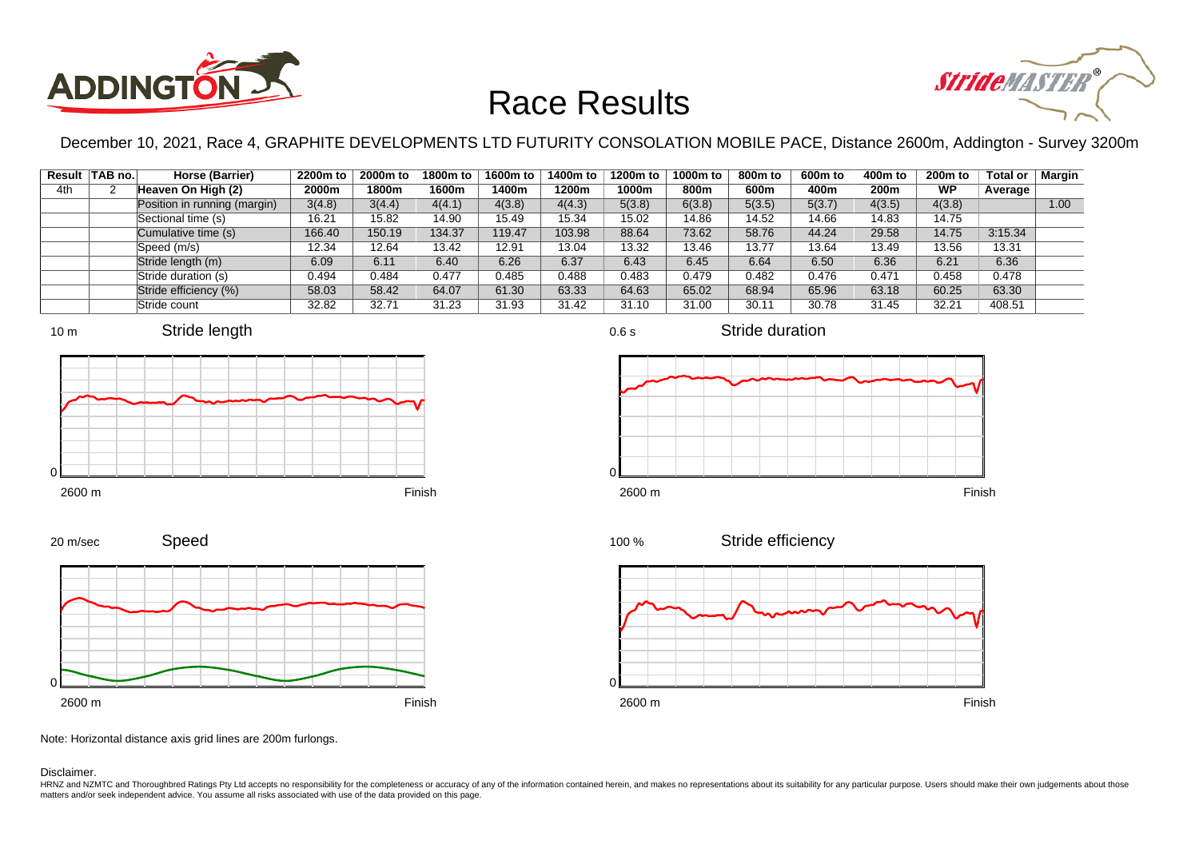# Race Results

December 10, 2021, Race 4, GRAPHITE DEVELOPMENTS LTD FUTURITY CONSOLATION MOBILE PACE, Distance 2600m, Addington - Survey 3200m

| Result | TAB no. | Horse (Barrier) | 2200m to 2000m | 2000m to 1800m | 1800m to 1600m | 1600m to 1400m | 1400m to 1200m | 1200m to 1000m | 1000m to 800m | 800m to 600m | 600m to 400m | 400m to 200m | 200m to WP | Total or Average | Margin |
|---|---|---|---|---|---|---|---|---|---|---|---|---|---|---|---|
| 4th | 2 | Heaven On High (2) | | | | | | | | | | | | | |
| | | Position in running (margin) | 3(4.8) | 3(4.4) | 4(4.1) | 4(3.8) | 4(4.3) | 5(3.8) | 6(3.8) | 5(3.5) | 5(3.7) | 4(3.5) | 4(3.8) | | 1.00 |
| | | Sectional time (s) | 16.21 | 15.82 | 14.90 | 15.49 | 15.34 | 15.02 | 14.86 | 14.52 | 14.66 | 14.83 | 14.75 | | |
| | | Cumulative time (s) | 166.40 | 150.19 | 134.37 | 119.47 | 103.98 | 88.64 | 73.62 | 58.76 | 44.24 | 29.58 | 14.75 | 3:15.34 | |
| | | Speed (m/s) | 12.34 | 12.64 | 13.42 | 12.91 | 13.04 | 13.32 | 13.46 | 13.77 | 13.64 | 13.49 | 13.56 | 13.31 | |
| | | Stride length (m) | 6.09 | 6.11 | 6.40 | 6.26 | 6.37 | 6.43 | 6.45 | 6.64 | 6.50 | 6.36 | 6.21 | 6.36 | |
| | | Stride duration (s) | 0.494 | 0.484 | 0.477 | 0.485 | 0.488 | 0.483 | 0.479 | 0.482 | 0.476 | 0.471 | 0.458 | 0.478 | |
| | | Stride efficiency (%) | 58.03 | 58.42 | 64.07 | 61.30 | 63.33 | 64.63 | 65.02 | 68.94 | 65.96 | 63.18 | 60.25 | 63.30 | |
| | | Stride count | 32.82 | 32.71 | 31.23 | 31.93 | 31.42 | 31.10 | 31.00 | 30.11 | 30.78 | 31.45 | 32.21 | 408.51 | |

Note: Horizontal distance axis grid lines are 200m furlongs.

Disclaimer.

HRNZ and NZMTC and Thoroughbred Ratings Pty Ltd accepts no responsibility for the completeness or accuracy of any of the information contained herein, and makes no representations about its suitability for any particular purpose. Users should make their own judgements about those matters and/or seek independent advice. You assume all risks associated with use of the data provided on this page.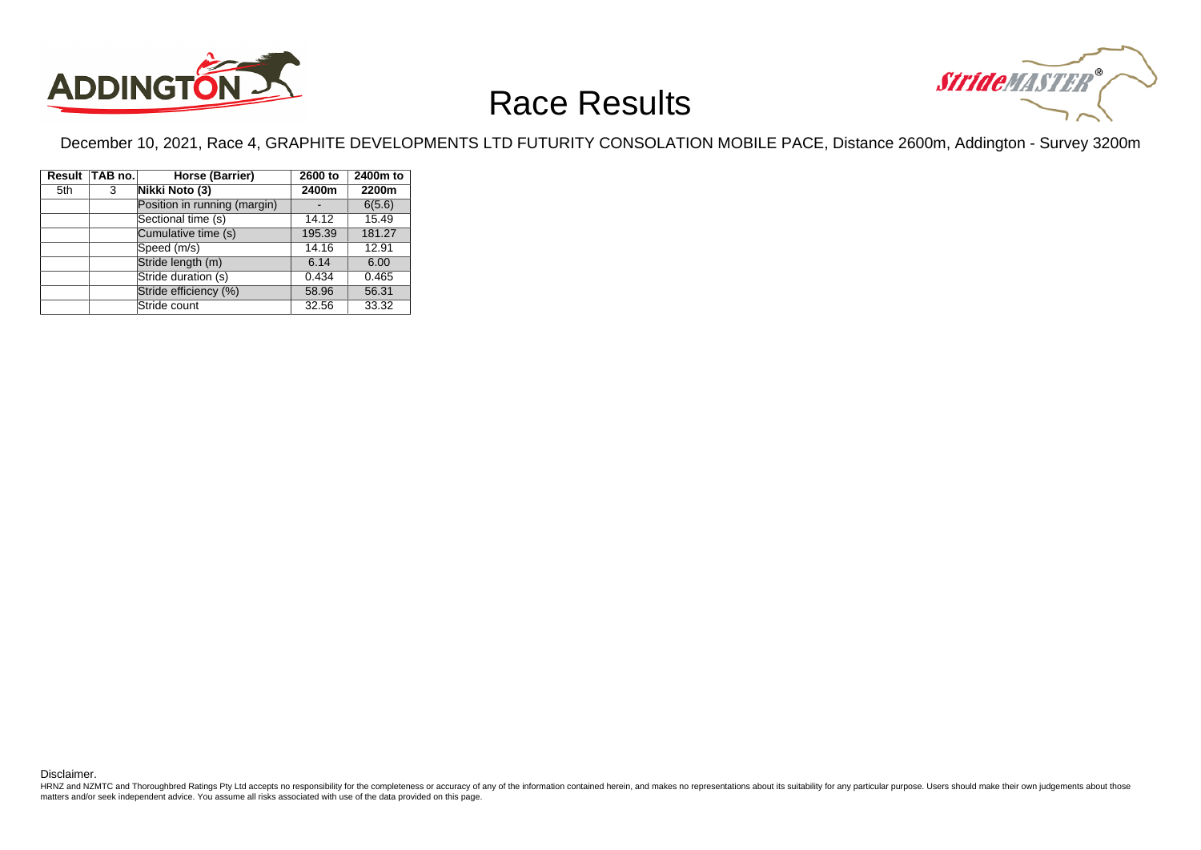# Race Results

December 10, 2021, Race 4, GRAPHITE DEVELOPMENTS LTD FUTURITY CONSOLATION MOBILE PACE, Distance 2600m, Addington - Survey 3200m

| Result | TAB no. | Horse (Barrier) | 2600 to | 2400m to |
|---|---|---|---|---|
| 5th | 3 | **Nikki Noto (3)** | **2400m** | **2200m** |
| | | Position in running (margin) | - | 6(5.6) |
| | | Sectional time (s) | 14.12 | 15.49 |
| | | Cumulative time (s) | 195.39 | 181.27 |
| | | Speed (m/s) | 14.16 | 12.91 |
| | | Stride length (m) | 6.14 | 6.00 |
| | | Stride duration (s) | 0.434 | 0.465 |
| | | Stride efficiency (%) | 58.96 | 56.31 |
| | | Stride count | 32.56 | 33.32 |

Disclaimer.

HRNZ and NZMTC and Thoroughbred Ratings Pty Ltd accepts no responsibility for the completeness or accuracy of any of the information contained herein, and makes no representations about its suitability for any particular purpose. Users should make their own judgements about those matters and/or seek independent advice. You assume all risks associated with use of the data provided on this page.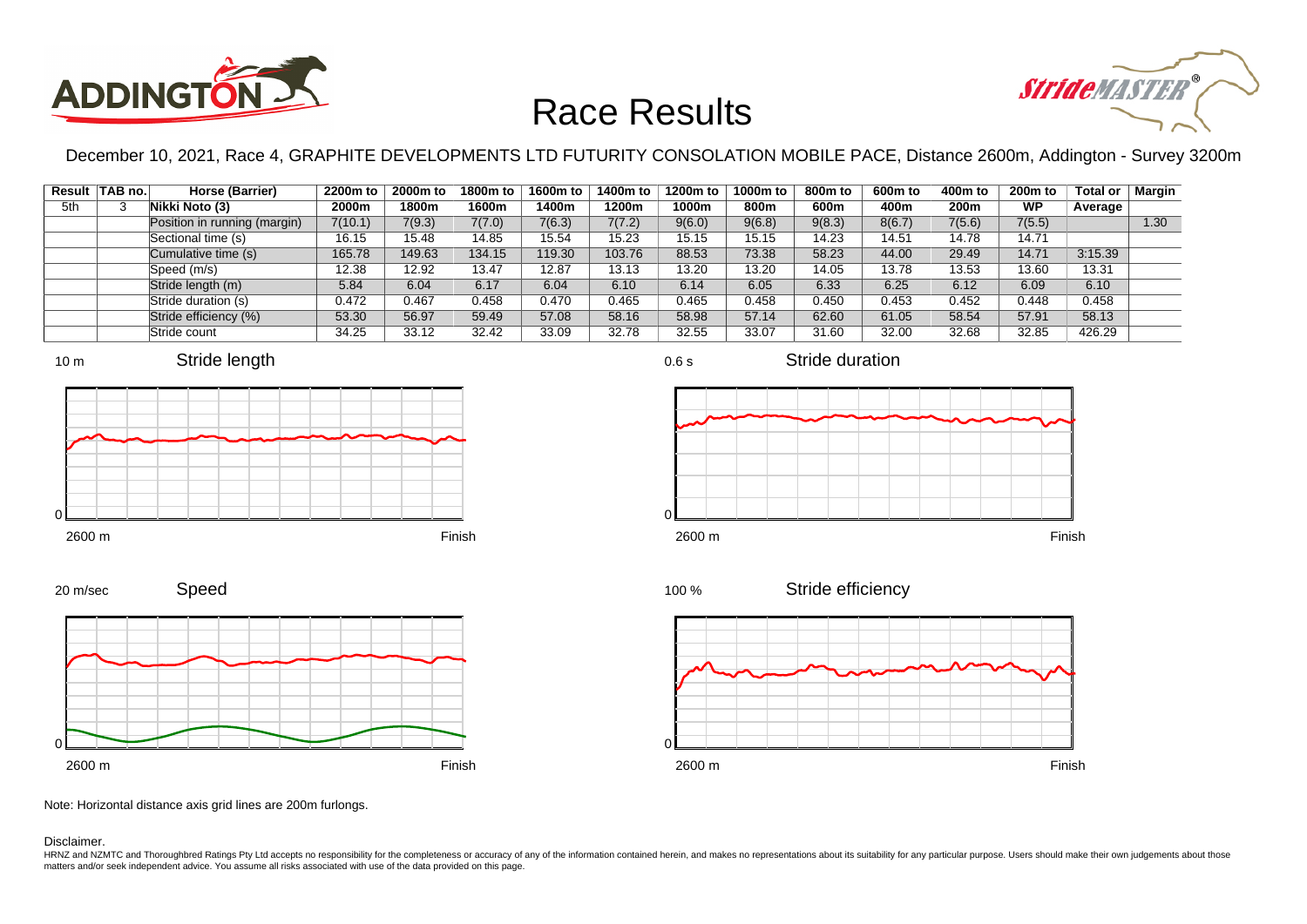# Race Results

December 10, 2021, Race 4, GRAPHITE DEVELOPMENTS LTD FUTURITY CONSOLATION MOBILE PACE, Distance 2600m, Addington - Survey 3200m

| Result | TAB no. | Horse (Barrier) | 2200m to 2000m | 2000m to 1800m | 1800m to 1600m | 1600m to 1400m | 1400m to 1200m | 1200m to 1000m | 1000m to 800m | 800m to 600m | 600m to 400m | 400m to 200m | 200m to WP | Total or Average | Margin |
|---|---|---|---|---|---|---|---|---|---|---|---|---|---|---|---|
| 5th | 3 | Nikki Noto (3) | | | | | | | | | | | | | |
| | | Position in running (margin) | 7(10.1) | 7(9.3) | 7(7.0) | 7(6.3) | 7(7.2) | 9(6.0) | 9(6.8) | 9(8.3) | 8(6.7) | 7(5.6) | 7(5.5) | | 1.30 |
| | | Sectional time (s) | 16.15 | 15.48 | 14.85 | 15.54 | 15.23 | 15.15 | 15.15 | 14.23 | 14.51 | 14.78 | 14.71 | | |
| | | Cumulative time (s) | 165.78 | 149.63 | 134.15 | 119.30 | 103.76 | 88.53 | 73.38 | 58.23 | 44.00 | 29.49 | 14.71 | 3:15.39 | |
| | | Speed (m/s) | 12.38 | 12.92 | 13.47 | 12.87 | 13.13 | 13.20 | 13.20 | 14.05 | 13.78 | 13.53 | 13.60 | 13.31 | |
| | | Stride length (m) | 5.84 | 6.04 | 6.17 | 6.04 | 6.10 | 6.14 | 6.05 | 6.33 | 6.25 | 6.12 | 6.09 | 6.10 | |
| | | Stride duration (s) | 0.472 | 0.467 | 0.458 | 0.470 | 0.465 | 0.465 | 0.458 | 0.450 | 0.453 | 0.452 | 0.448 | 0.458 | |
| | | Stride efficiency (%) | 53.30 | 56.97 | 59.49 | 57.08 | 58.16 | 58.98 | 57.14 | 62.60 | 61.05 | 58.54 | 57.91 | 58.13 | |
| | | Stride count | 34.25 | 33.12 | 32.42 | 33.09 | 32.78 | 32.55 | 33.07 | 31.60 | 32.00 | 32.68 | 32.85 | 426.29 | |

Stride length (10 m, 0; 2600 m – Finish)

Stride duration (0.6 s, 0; 2600 m – Finish)

Speed (20 m/sec, 0; 2600 m – Finish)

Stride efficiency (100 %, 0; 2600 m – Finish)

Note: Horizontal distance axis grid lines are 200m furlongs.

Disclaimer.

HRNZ and NZMTC and Thoroughbred Ratings Pty Ltd accepts no responsibility for the completeness or accuracy of any of the information contained herein, and makes no representations about its suitability for any particular purpose. Users should make their own judgements about those matters and/or seek independent advice. You assume all risks associated with use of the data provided on this page.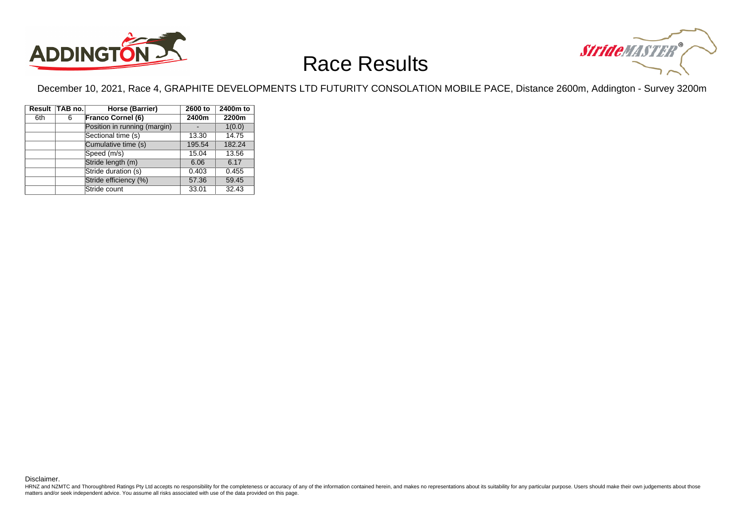# Race Results

December 10, 2021, Race 4, GRAPHITE DEVELOPMENTS LTD FUTURITY CONSOLATION MOBILE PACE, Distance 2600m, Addington - Survey 3200m

| Result | TAB no. | Horse (Barrier) | 2600 to 2400m | 2400m to 2200m |
|---|---|---|---|---|
| 6th | 6 | **Franco Cornel (6)** | | |
| | | Position in running (margin) | - | 1(0.0) |
| | | Sectional time (s) | 13.30 | 14.75 |
| | | Cumulative time (s) | 195.54 | 182.24 |
| | | Speed (m/s) | 15.04 | 13.56 |
| | | Stride length (m) | 6.06 | 6.17 |
| | | Stride duration (s) | 0.403 | 0.455 |
| | | Stride efficiency (%) | 57.36 | 59.45 |
| | | Stride count | 33.01 | 32.43 |

Disclaimer.

HRNZ and NZMTC and Thoroughbred Ratings Pty Ltd accepts no responsibility for the completeness or accuracy of any of the information contained herein, and makes no representations about its suitability for any particular purpose. Users should make their own judgements about those matters and/or seek independent advice. You assume all risks associated with use of the data provided on this page.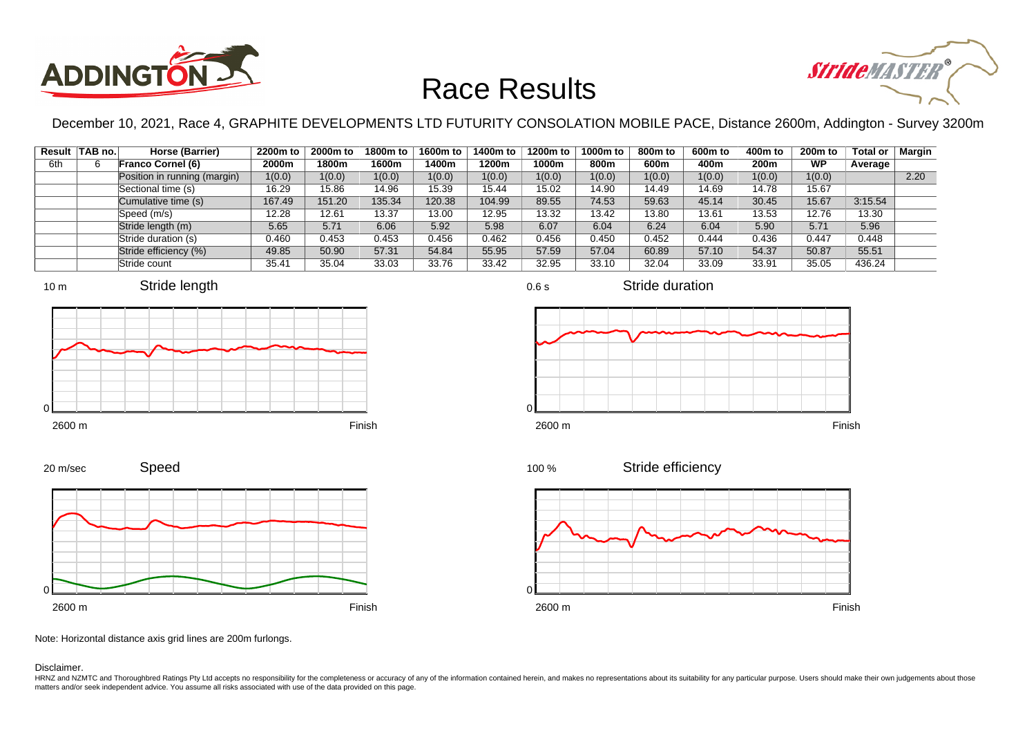# Race Results

December 10, 2021, Race 4, GRAPHITE DEVELOPMENTS LTD FUTURITY CONSOLATION MOBILE PACE, Distance 2600m, Addington - Survey 3200m

| Result | TAB no. | Horse (Barrier) | 2200m to 2000m | 2000m to 1800m | 1800m to 1600m | 1600m to 1400m | 1400m to 1200m | 1200m to 1000m | 1000m to 800m | 800m to 600m | 600m to 400m | 400m to 200m | 200m to WP | Total or Average | Margin |
|---|---|---|---|---|---|---|---|---|---|---|---|---|---|---|---|
| 6th | 6 | **Franco Cornel (6)** | | | | | | | | | | | | | |
| | | Position in running (margin) | 1(0.0) | 1(0.0) | 1(0.0) | 1(0.0) | 1(0.0) | 1(0.0) | 1(0.0) | 1(0.0) | 1(0.0) | 1(0.0) | 1(0.0) | | 2.20 |
| | | Sectional time (s) | 16.29 | 15.86 | 14.96 | 15.39 | 15.44 | 15.02 | 14.90 | 14.49 | 14.69 | 14.78 | 15.67 | | |
| | | Cumulative time (s) | 167.49 | 151.20 | 135.34 | 120.38 | 104.99 | 89.55 | 74.53 | 59.63 | 45.14 | 30.45 | 15.67 | 3:15.54 | |
| | | Speed (m/s) | 12.28 | 12.61 | 13.37 | 13.00 | 12.95 | 13.32 | 13.42 | 13.80 | 13.61 | 13.53 | 12.76 | 13.30 | |
| | | Stride length (m) | 5.65 | 5.71 | 6.06 | 5.92 | 5.98 | 6.07 | 6.04 | 6.24 | 6.04 | 5.90 | 5.71 | 5.96 | |
| | | Stride duration (s) | 0.460 | 0.453 | 0.453 | 0.456 | 0.462 | 0.456 | 0.450 | 0.452 | 0.444 | 0.436 | 0.447 | 0.448 | |
| | | Stride efficiency (%) | 49.85 | 50.90 | 57.31 | 54.84 | 55.95 | 57.59 | 57.04 | 60.89 | 57.10 | 54.37 | 50.87 | 55.51 | |
| | | Stride count | 35.41 | 35.04 | 33.03 | 33.76 | 33.42 | 32.95 | 33.10 | 32.04 | 33.09 | 33.91 | 35.05 | 436.24 | |

Note: Horizontal distance axis grid lines are 200m furlongs.

Disclaimer.

HRNZ and NZMTC and Thoroughbred Ratings Pty Ltd accepts no responsibility for the completeness or accuracy of any of the information contained herein, and makes no representations about its suitability for any particular purpose. Users should make their own judgements about those matters and/or seek independent advice. You assume all risks associated with use of the data provided on this page.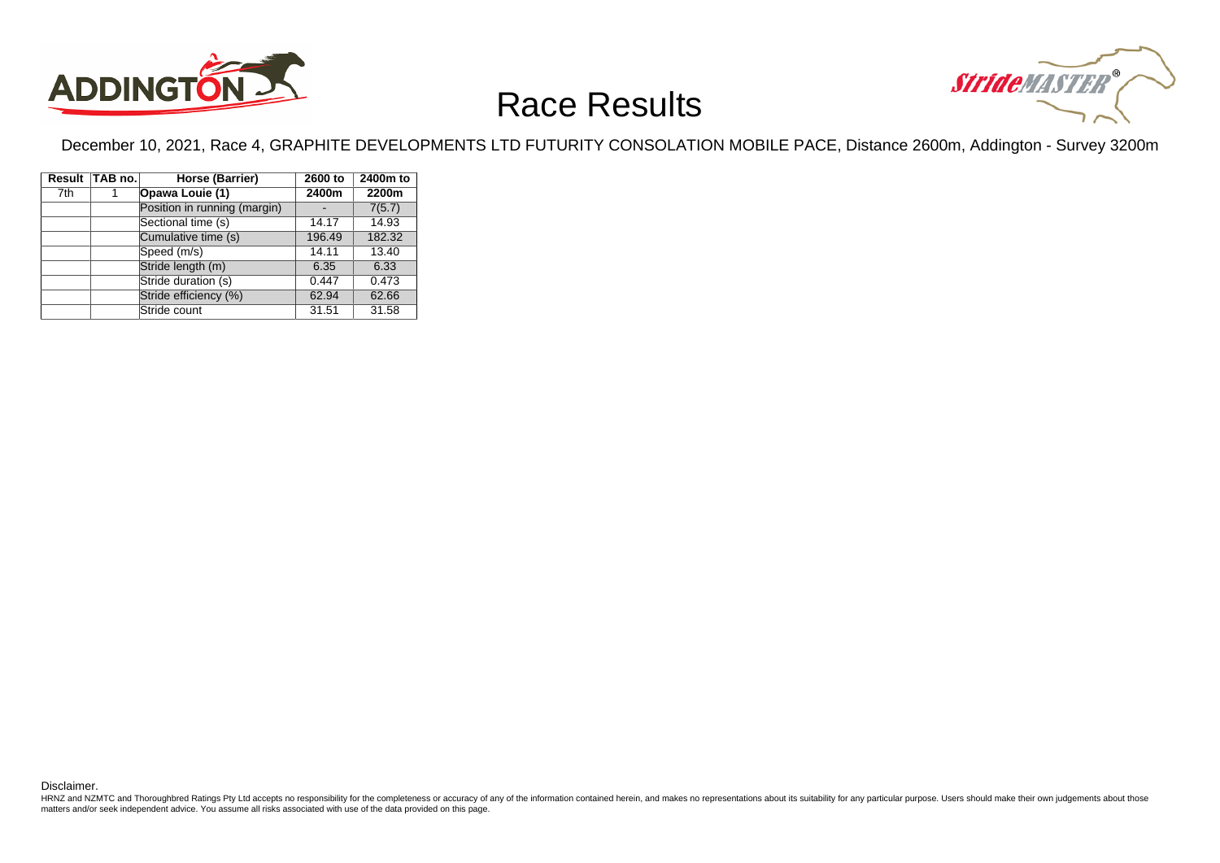# Race Results

December 10, 2021, Race 4, GRAPHITE DEVELOPMENTS LTD FUTURITY CONSOLATION MOBILE PACE, Distance 2600m, Addington - Survey 3200m

| Result | TAB no. | Horse (Barrier) | 2600 to 2400m | 2400m to 2200m |
|---|---|---|---|---|
| 7th | 1 | **Opawa Louie (1)** | | |
| | | Position in running (margin) | - | 7(5.7) |
| | | Sectional time (s) | 14.17 | 14.93 |
| | | Cumulative time (s) | 196.49 | 182.32 |
| | | Speed (m/s) | 14.11 | 13.40 |
| | | Stride length (m) | 6.35 | 6.33 |
| | | Stride duration (s) | 0.447 | 0.473 |
| | | Stride efficiency (%) | 62.94 | 62.66 |
| | | Stride count | 31.51 | 31.58 |

Disclaimer.

HRNZ and NZMTC and Thoroughbred Ratings Pty Ltd accepts no responsibility for the completeness or accuracy of any of the information contained herein, and makes no representations about its suitability for any particular purpose. Users should make their own judgements about those matters and/or seek independent advice. You assume all risks associated with use of the data provided on this page.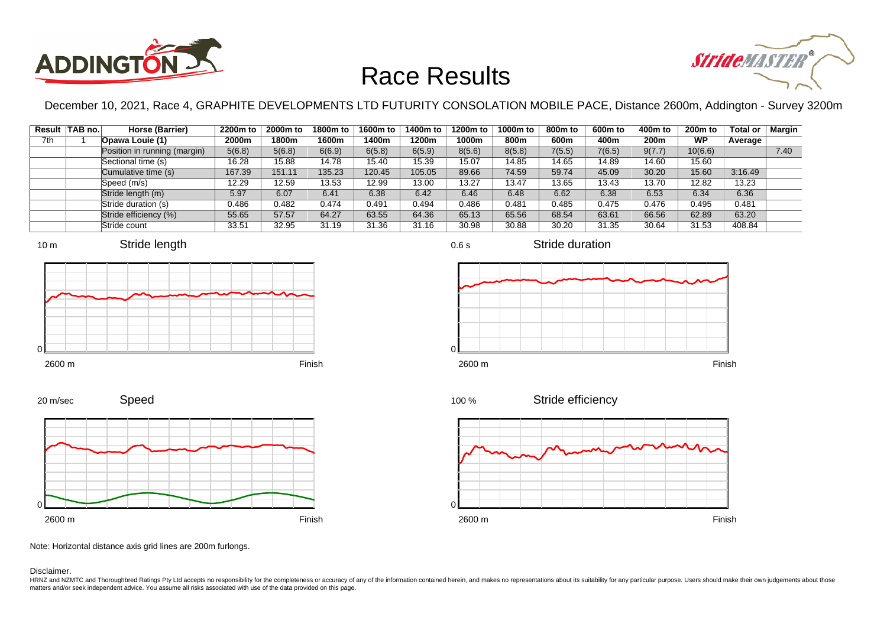# Race Results

December 10, 2021, Race 4, GRAPHITE DEVELOPMENTS LTD FUTURITY CONSOLATION MOBILE PACE, Distance 2600m, Addington - Survey 3200m

| Result | TAB no. | Horse (Barrier) | 2200m to 2000m | 2000m to 1800m | 1800m to 1600m | 1600m to 1400m | 1400m to 1200m | 1200m to 1000m | 1000m to 800m | 800m to 600m | 600m to 400m | 400m to 200m | 200m to WP | Total or Average | Margin |
|---|---|---|---|---|---|---|---|---|---|---|---|---|---|---|---|
| 7th | 1 | Opawa Louie (1) | | | | | | | | | | | | | |
| | | Position in running (margin) | 5(6.8) | 5(6.8) | 6(6.9) | 6(5.8) | 6(5.9) | 8(5.6) | 8(5.8) | 7(5.5) | 7(6.5) | 9(7.7) | 10(6.6) | | 7.40 |
| | | Sectional time (s) | 16.28 | 15.88 | 14.78 | 15.40 | 15.39 | 15.07 | 14.85 | 14.65 | 14.89 | 14.60 | 15.60 | | |
| | | Cumulative time (s) | 167.39 | 151.11 | 135.23 | 120.45 | 105.05 | 89.66 | 74.59 | 59.74 | 45.09 | 30.20 | 15.60 | 3:16.49 | |
| | | Speed (m/s) | 12.29 | 12.59 | 13.53 | 12.99 | 13.00 | 13.27 | 13.47 | 13.65 | 13.43 | 13.70 | 12.82 | 13.23 | |
| | | Stride length (m) | 5.97 | 6.07 | 6.41 | 6.38 | 6.42 | 6.46 | 6.48 | 6.62 | 6.38 | 6.53 | 6.34 | 6.36 | |
| | | Stride duration (s) | 0.486 | 0.482 | 0.474 | 0.491 | 0.494 | 0.486 | 0.481 | 0.485 | 0.475 | 0.476 | 0.495 | 0.481 | |
| | | Stride efficiency (%) | 55.65 | 57.57 | 64.27 | 63.55 | 64.36 | 65.13 | 65.56 | 68.54 | 63.61 | 66.56 | 62.89 | 63.20 | |
| | | Stride count | 33.51 | 32.95 | 31.19 | 31.36 | 31.16 | 30.98 | 30.88 | 30.20 | 31.35 | 30.64 | 31.53 | 408.84 | |

Note: Horizontal distance axis grid lines are 200m furlongs.

Disclaimer.

HRNZ and NZMTC and Thoroughbred Ratings Pty Ltd accepts no responsibility for the completeness or accuracy of any of the information contained herein, and makes no representations about its suitability for any particular purpose. Users should make their own judgements about those matters and/or seek independent advice. You assume all risks associated with use of the data provided on this page.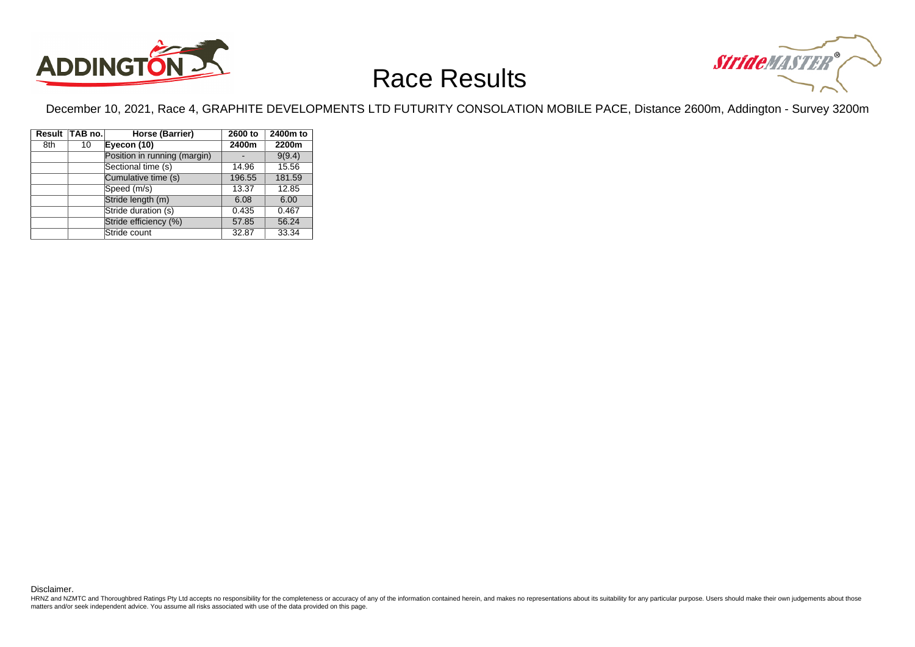# Race Results

December 10, 2021, Race 4, GRAPHITE DEVELOPMENTS LTD FUTURITY CONSOLATION MOBILE PACE, Distance 2600m, Addington - Survey 3200m

| Result | TAB no. | Horse (Barrier) | 2600 to 2400m | 2400m to 2200m |
|---|---|---|---|---|
| 8th | 10 | **Eyecon (10)** | | |
| | | Position in running (margin) | - | 9(9.4) |
| | | Sectional time (s) | 14.96 | 15.56 |
| | | Cumulative time (s) | 196.55 | 181.59 |
| | | Speed (m/s) | 13.37 | 12.85 |
| | | Stride length (m) | 6.08 | 6.00 |
| | | Stride duration (s) | 0.435 | 0.467 |
| | | Stride efficiency (%) | 57.85 | 56.24 |
| | | Stride count | 32.87 | 33.34 |

Disclaimer.

HRNZ and NZMTC and Thoroughbred Ratings Pty Ltd accepts no responsibility for the completeness or accuracy of any of the information contained herein, and makes no representations about its suitability for any particular purpose. Users should make their own judgements about those matters and/or seek independent advice. You assume all risks associated with use of the data provided on this page.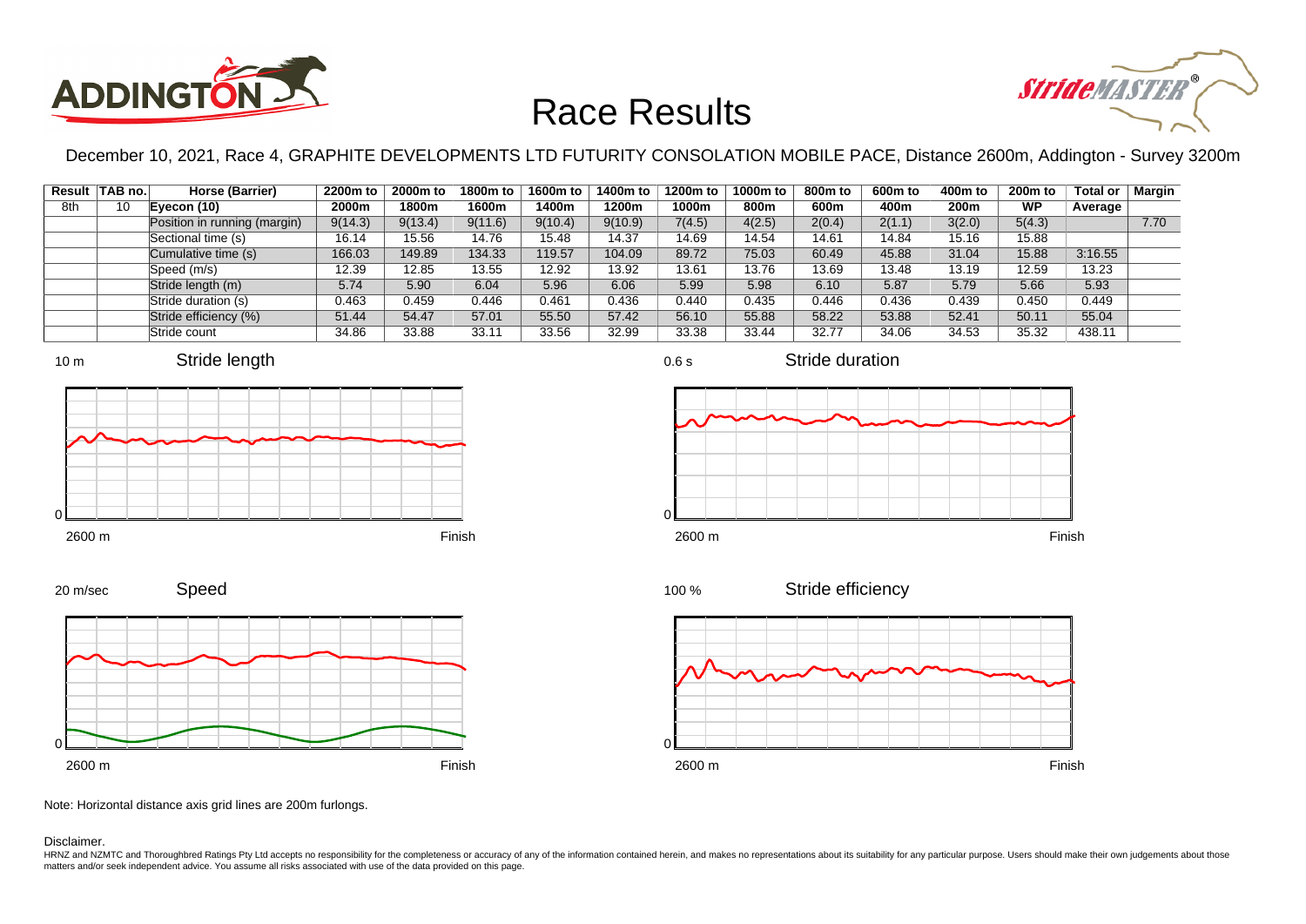# Race Results

December 10, 2021, Race 4, GRAPHITE DEVELOPMENTS LTD FUTURITY CONSOLATION MOBILE PACE, Distance 2600m, Addington - Survey 3200m

| Result | TAB no. | Horse (Barrier) | 2200m to 2000m | 2000m to 1800m | 1800m to 1600m | 1600m to 1400m | 1400m to 1200m | 1200m to 1000m | 1000m to 800m | 800m to 600m | 600m to 400m | 400m to 200m | 200m to WP | Total or Average | Margin |
|---|---|---|---|---|---|---|---|---|---|---|---|---|---|---|---|
| 8th | 10 | Eyecon (10) | | | | | | | | | | | | | |
| | | Position in running (margin) | 9(14.3) | 9(13.4) | 9(11.6) | 9(10.4) | 9(10.9) | 7(4.5) | 4(2.5) | 2(0.4) | 2(1.1) | 3(2.0) | 5(4.3) | | 7.70 |
| | | Sectional time (s) | 16.14 | 15.56 | 14.76 | 15.48 | 14.37 | 14.69 | 14.54 | 14.61 | 14.84 | 15.16 | 15.88 | | |
| | | Cumulative time (s) | 166.03 | 149.89 | 134.33 | 119.57 | 104.09 | 89.72 | 75.03 | 60.49 | 45.88 | 31.04 | 15.88 | 3:16.55 | |
| | | Speed (m/s) | 12.39 | 12.85 | 13.55 | 12.92 | 13.92 | 13.61 | 13.76 | 13.69 | 13.48 | 13.19 | 12.59 | 13.23 | |
| | | Stride length (m) | 5.74 | 5.90 | 6.04 | 5.96 | 6.06 | 5.99 | 5.98 | 6.10 | 5.87 | 5.79 | 5.66 | 5.93 | |
| | | Stride duration (s) | 0.463 | 0.459 | 0.446 | 0.461 | 0.436 | 0.440 | 0.435 | 0.446 | 0.436 | 0.439 | 0.450 | 0.449 | |
| | | Stride efficiency (%) | 51.44 | 54.47 | 57.01 | 55.50 | 57.42 | 56.10 | 55.88 | 58.22 | 53.88 | 52.41 | 50.11 | 55.04 | |
| | | Stride count | 34.86 | 33.88 | 33.11 | 33.56 | 32.99 | 33.38 | 33.44 | 32.77 | 34.06 | 34.53 | 35.32 | 438.11 | |

Note: Horizontal distance axis grid lines are 200m furlongs.

Disclaimer.

HRNZ and NZMTC and Thoroughbred Ratings Pty Ltd accepts no responsibility for the completeness or accuracy of any of the information contained herein, and makes no representations about its suitability for any particular purpose. Users should make their own judgements about those matters and/or seek independent advice. You assume all risks associated with use of the data provided on this page.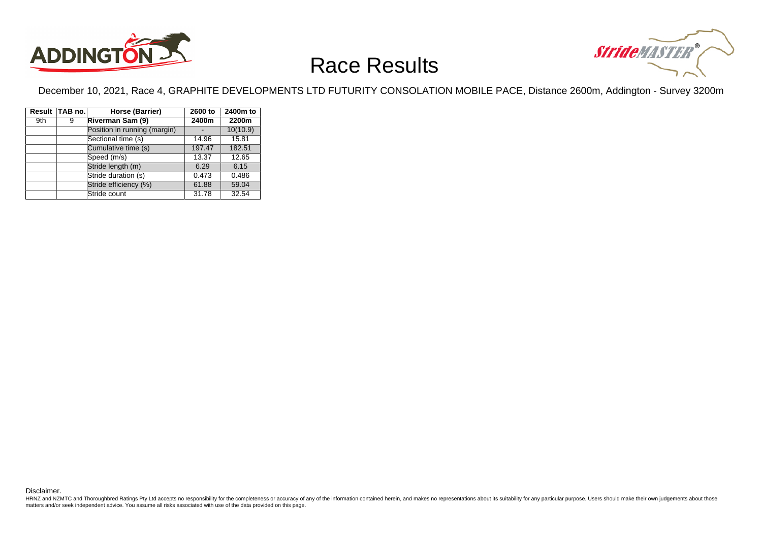# Race Results

December 10, 2021, Race 4, GRAPHITE DEVELOPMENTS LTD FUTURITY CONSOLATION MOBILE PACE, Distance 2600m, Addington - Survey 3200m

| Result | TAB no. | Horse (Barrier) | 2600 to 2400m | 2400m to 2200m |
|---|---|---|---|---|
| 9th | 9 | **Riverman Sam (9)** | | |
| | | Position in running (margin) | - | 10(10.9) |
| | | Sectional time (s) | 14.96 | 15.81 |
| | | Cumulative time (s) | 197.47 | 182.51 |
| | | Speed (m/s) | 13.37 | 12.65 |
| | | Stride length (m) | 6.29 | 6.15 |
| | | Stride duration (s) | 0.473 | 0.486 |
| | | Stride efficiency (%) | 61.88 | 59.04 |
| | | Stride count | 31.78 | 32.54 |

Disclaimer.

HRNZ and NZMTC and Thoroughbred Ratings Pty Ltd accepts no responsibility for the completeness or accuracy of any of the information contained herein, and makes no representations about its suitability for any particular purpose. Users should make their own judgements about those matters and/or seek independent advice. You assume all risks associated with use of the data provided on this page.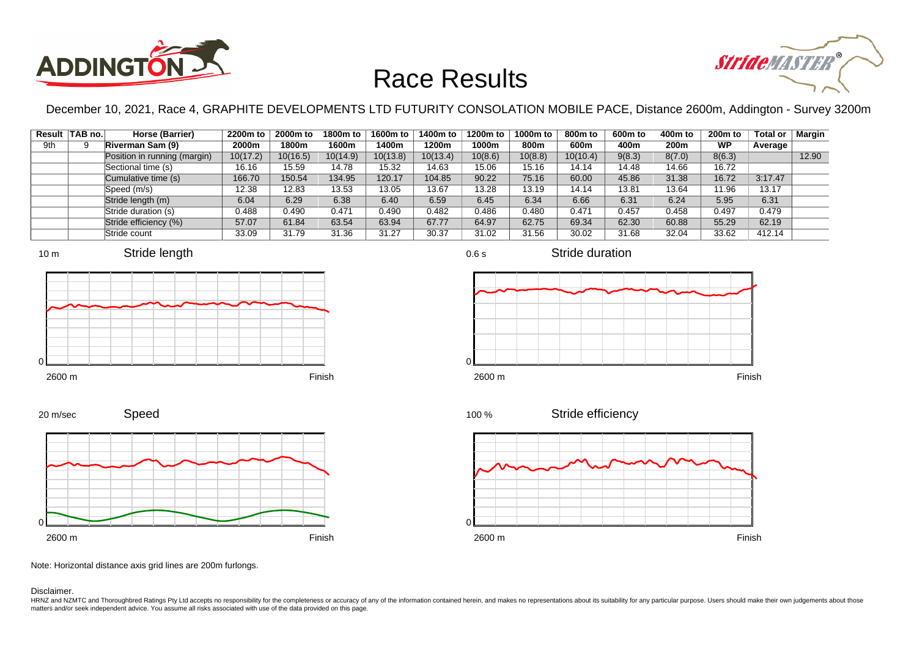# Race Results

December 10, 2021, Race 4, GRAPHITE DEVELOPMENTS LTD FUTURITY CONSOLATION MOBILE PACE, Distance 2600m, Addington - Survey 3200m

| Result | TAB no. | Horse (Barrier) | 2200m to 2000m | 2000m to 1800m | 1800m to 1600m | 1600m to 1400m | 1400m to 1200m | 1200m to 1000m | 1000m to 800m | 800m to 600m | 600m to 400m | 400m to 200m | 200m to WP | Total or Average | Margin |
|---|---|---|---|---|---|---|---|---|---|---|---|---|---|---|---|
| 9th | 9 | Riverman Sam (9) | | | | | | | | | | | | | |
| | | Position in running (margin) | 10(17.2) | 10(16.5) | 10(14.9) | 10(13.8) | 10(13.4) | 10(8.6) | 10(8.8) | 10(10.4) | 9(8.3) | 8(7.0) | 8(6.3) | | 12.90 |
| | | Sectional time (s) | 16.16 | 15.59 | 14.78 | 15.32 | 14.63 | 15.06 | 15.16 | 14.14 | 14.48 | 14.66 | 16.72 | | |
| | | Cumulative time (s) | 166.70 | 150.54 | 134.95 | 120.17 | 104.85 | 90.22 | 75.16 | 60.00 | 45.86 | 31.38 | 16.72 | 3:17.47 | |
| | | Speed (m/s) | 12.38 | 12.83 | 13.53 | 13.05 | 13.67 | 13.28 | 13.19 | 14.14 | 13.81 | 13.64 | 11.96 | 13.17 | |
| | | Stride length (m) | 6.04 | 6.29 | 6.38 | 6.40 | 6.59 | 6.45 | 6.34 | 6.66 | 6.31 | 6.24 | 5.95 | 6.31 | |
| | | Stride duration (s) | 0.488 | 0.490 | 0.471 | 0.490 | 0.482 | 0.486 | 0.480 | 0.471 | 0.457 | 0.458 | 0.497 | 0.479 | |
| | | Stride efficiency (%) | 57.07 | 61.84 | 63.54 | 63.94 | 67.77 | 64.97 | 62.75 | 69.34 | 62.30 | 60.88 | 55.29 | 62.19 | |
| | | Stride count | 33.09 | 31.79 | 31.36 | 31.27 | 30.37 | 31.02 | 31.56 | 30.02 | 31.68 | 32.04 | 33.62 | 412.14 | |

Note: Horizontal distance axis grid lines are 200m furlongs.

Disclaimer.

HRNZ and NZMTC and Thoroughbred Ratings Pty Ltd accepts no responsibility for the completeness or accuracy of any of the information contained herein, and makes no representations about its suitability for any particular purpose. Users should make their own judgements about those matters and/or seek independent advice. You assume all risks associated with use of the data provided on this page.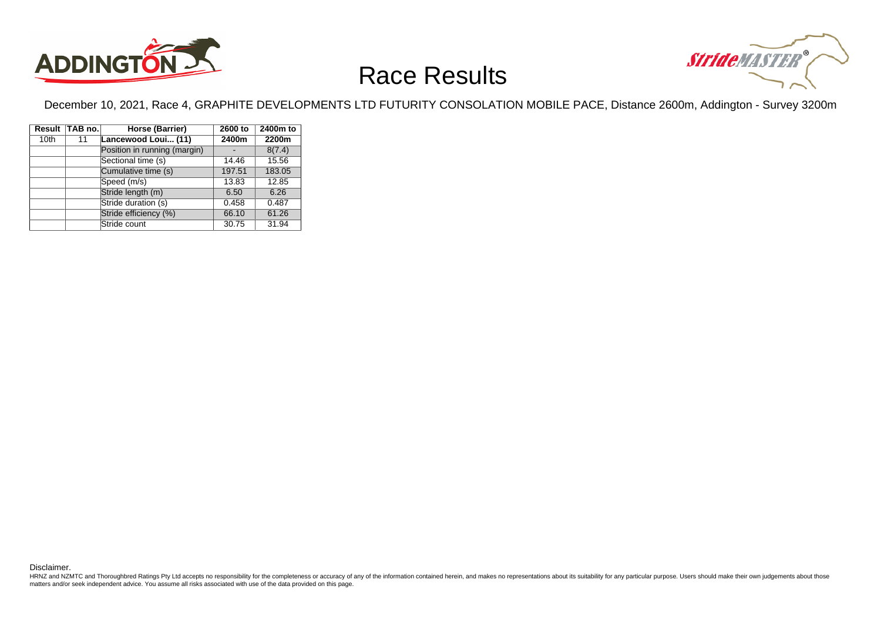# Race Results

December 10, 2021, Race 4, GRAPHITE DEVELOPMENTS LTD FUTURITY CONSOLATION MOBILE PACE, Distance 2600m, Addington - Survey 3200m

| Result | TAB no. | Horse (Barrier) | 2600 to 2400m | 2400m to 2200m |
|---|---|---|---|---|
| 10th | 11 | Lancewood Loui... (11) | | |
| | | Position in running (margin) | - | 8(7.4) |
| | | Sectional time (s) | 14.46 | 15.56 |
| | | Cumulative time (s) | 197.51 | 183.05 |
| | | Speed (m/s) | 13.83 | 12.85 |
| | | Stride length (m) | 6.50 | 6.26 |
| | | Stride duration (s) | 0.458 | 0.487 |
| | | Stride efficiency (%) | 66.10 | 61.26 |
| | | Stride count | 30.75 | 31.94 |

Disclaimer.

HRNZ and NZMTC and Thoroughbred Ratings Pty Ltd accepts no responsibility for the completeness or accuracy of any of the information contained herein, and makes no representations about its suitability for any particular purpose. Users should make their own judgements about those matters and/or seek independent advice. You assume all risks associated with use of the data provided on this page.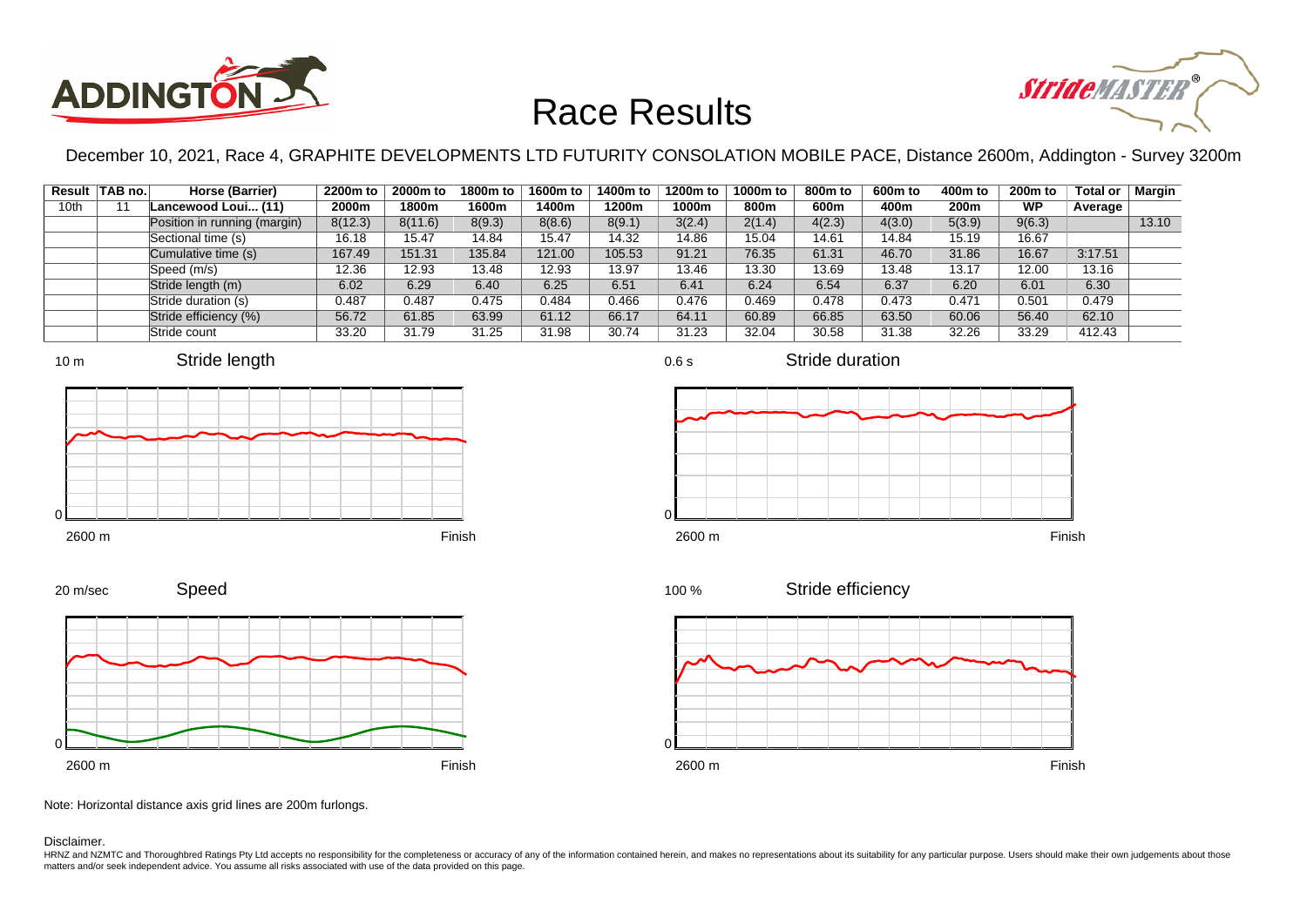# Race Results

December 10, 2021, Race 4, GRAPHITE DEVELOPMENTS LTD FUTURITY CONSOLATION MOBILE PACE, Distance 2600m, Addington - Survey 3200m

| Result | TAB no. | Horse (Barrier) | 2200m to 2000m | 2000m to 1800m | 1800m to 1600m | 1600m to 1400m | 1400m to 1200m | 1200m to 1000m | 1000m to 800m | 800m to 600m | 600m to 400m | 400m to 200m | 200m to WP | Total or Average | Margin |
|---|---|---|---|---|---|---|---|---|---|---|---|---|---|---|---|
| 10th | 11 | Lancewood Loui... (11) | | | | | | | | | | | | | |
| | | Position in running (margin) | 8(12.3) | 8(11.6) | 8(9.3) | 8(8.6) | 8(9.1) | 3(2.4) | 2(1.4) | 4(2.3) | 4(3.0) | 5(3.9) | 9(6.3) | | 13.10 |
| | | Sectional time (s) | 16.18 | 15.47 | 14.84 | 15.47 | 14.32 | 14.86 | 15.04 | 14.61 | 14.84 | 15.19 | 16.67 | | |
| | | Cumulative time (s) | 167.49 | 151.31 | 135.84 | 121.00 | 105.53 | 91.21 | 76.35 | 61.31 | 46.70 | 31.86 | 16.67 | 3:17.51 | |
| | | Speed (m/s) | 12.36 | 12.93 | 13.48 | 12.93 | 13.97 | 13.46 | 13.30 | 13.69 | 13.48 | 13.17 | 12.00 | 13.16 | |
| | | Stride length (m) | 6.02 | 6.29 | 6.40 | 6.25 | 6.51 | 6.41 | 6.24 | 6.54 | 6.37 | 6.20 | 6.01 | 6.30 | |
| | | Stride duration (s) | 0.487 | 0.487 | 0.475 | 0.484 | 0.466 | 0.476 | 0.469 | 0.478 | 0.473 | 0.471 | 0.501 | 0.479 | |
| | | Stride efficiency (%) | 56.72 | 61.85 | 63.99 | 61.12 | 66.17 | 64.11 | 60.89 | 66.85 | 63.50 | 60.06 | 56.40 | 62.10 | |
| | | Stride count | 33.20 | 31.79 | 31.25 | 31.98 | 30.74 | 31.23 | 32.04 | 30.58 | 31.38 | 32.26 | 33.29 | 412.43 | |

Stride length (10 m; 2600 m – Finish)

Stride duration (0.6 s; 2600 m – Finish)

Speed (20 m/sec; 2600 m – Finish)

Stride efficiency (100 %; 2600 m – Finish)

Note: Horizontal distance axis grid lines are 200m furlongs.

Disclaimer.

HRNZ and NZMTC and Thoroughbred Ratings Pty Ltd accepts no responsibility for the completeness or accuracy of any of the information contained herein, and makes no representations about its suitability for any particular purpose. Users should make their own judgements about those matters and/or seek independent advice. You assume all risks associated with use of the data provided on this page.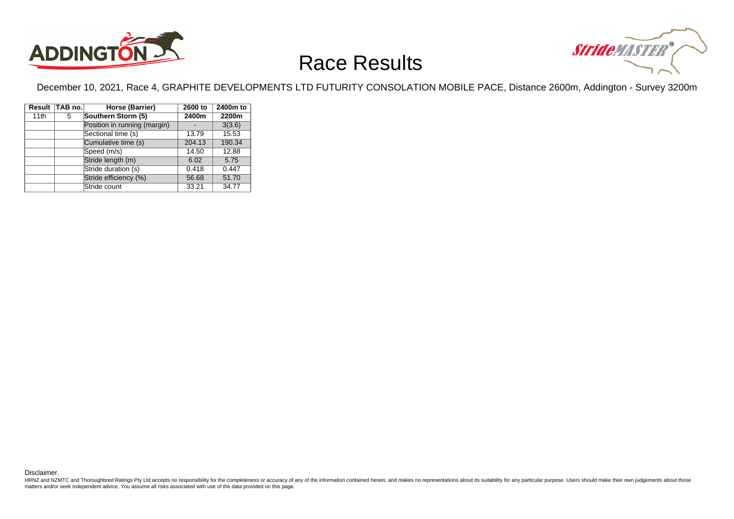# Race Results

December 10, 2021, Race 4, GRAPHITE DEVELOPMENTS LTD FUTURITY CONSOLATION MOBILE PACE, Distance 2600m, Addington - Survey 3200m

| Result | TAB no. | Horse (Barrier) | 2600 to 2400m | 2400m to 2200m |
|---|---|---|---|---|
| 11th | 5 | **Southern Storm (5)** | | |
| | | Position in running (margin) | - | 3(3.6) |
| | | Sectional time (s) | 13.79 | 15.53 |
| | | Cumulative time (s) | 204.13 | 190.34 |
| | | Speed (m/s) | 14.50 | 12.88 |
| | | Stride length (m) | 6.02 | 5.75 |
| | | Stride duration (s) | 0.418 | 0.447 |
| | | Stride efficiency (%) | 56.68 | 51.70 |
| | | Stride count | 33.21 | 34.77 |

Disclaimer.

HRNZ and NZMTC and Thoroughbred Ratings Pty Ltd accepts no responsibility for the completeness or accuracy of any of the information contained herein, and makes no representations about its suitability for any particular purpose. Users should make their own judgements about those matters and/or seek independent advice. You assume all risks associated with use of the data provided on this page.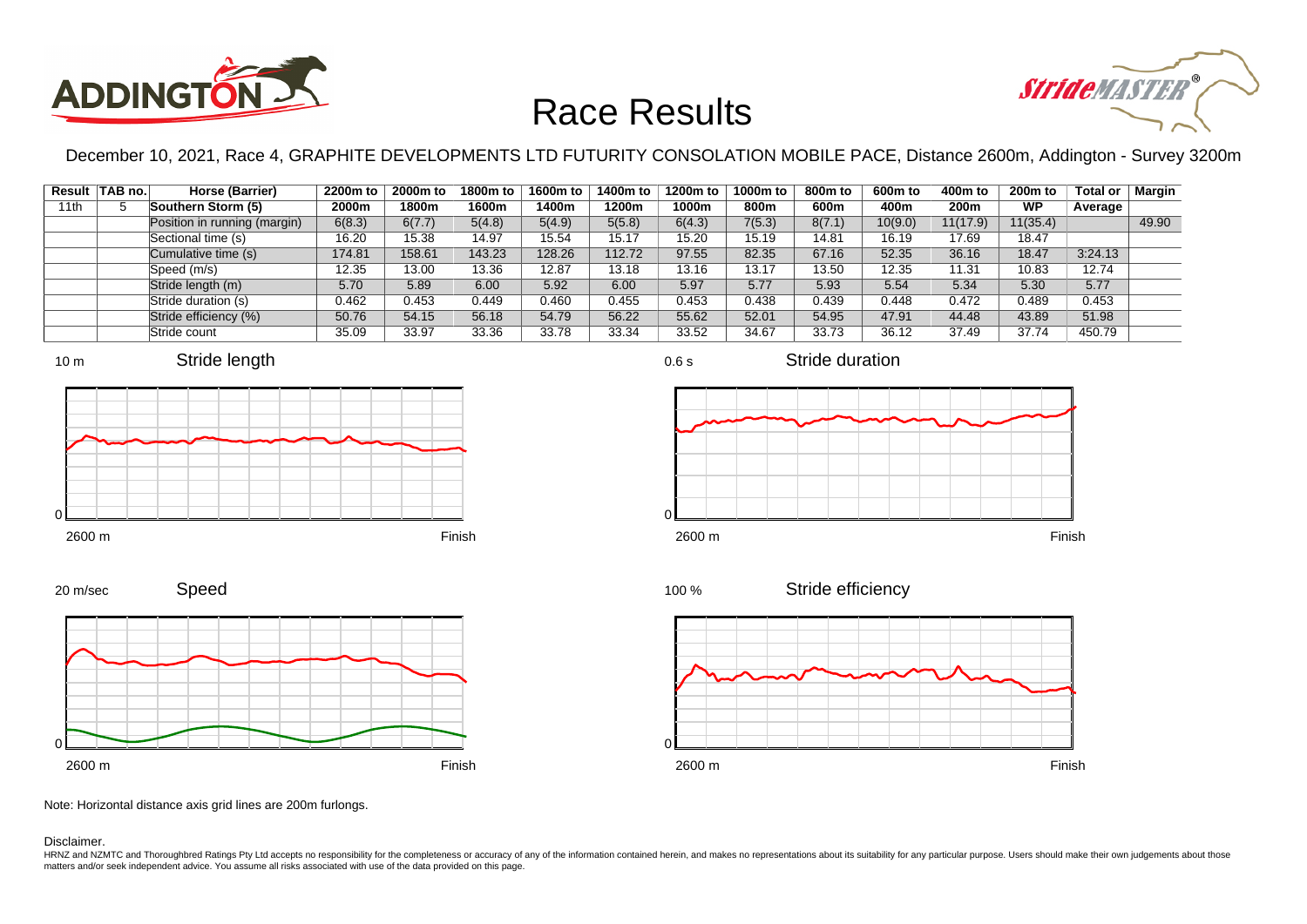# Race Results

December 10, 2021, Race 4, GRAPHITE DEVELOPMENTS LTD FUTURITY CONSOLATION MOBILE PACE, Distance 2600m, Addington - Survey 3200m

| Result | TAB no. | Horse (Barrier) | 2200m to 2000m | 2000m to 1800m | 1800m to 1600m | 1600m to 1400m | 1400m to 1200m | 1200m to 1000m | 1000m to 800m | 800m to 600m | 600m to 400m | 400m to 200m | 200m to WP | Total or Average | Margin |
|---|---|---|---|---|---|---|---|---|---|---|---|---|---|---|---|
| 11th | 5 | Southern Storm (5) | | | | | | | | | | | | | |
| | | Position in running (margin) | 6(8.3) | 6(7.7) | 5(4.8) | 5(4.9) | 5(5.8) | 6(4.3) | 7(5.3) | 8(7.1) | 10(9.0) | 11(17.9) | 11(35.4) | | 49.90 |
| | | Sectional time (s) | 16.20 | 15.38 | 14.97 | 15.54 | 15.17 | 15.20 | 15.19 | 14.81 | 16.19 | 17.69 | 18.47 | | |
| | | Cumulative time (s) | 174.81 | 158.61 | 143.23 | 128.26 | 112.72 | 97.55 | 82.35 | 67.16 | 52.35 | 36.16 | 18.47 | 3:24.13 | |
| | | Speed (m/s) | 12.35 | 13.00 | 13.36 | 12.87 | 13.18 | 13.16 | 13.17 | 13.50 | 12.35 | 11.31 | 10.83 | 12.74 | |
| | | Stride length (m) | 5.70 | 5.89 | 6.00 | 5.92 | 6.00 | 5.97 | 5.77 | 5.93 | 5.54 | 5.34 | 5.30 | 5.77 | |
| | | Stride duration (s) | 0.462 | 0.453 | 0.449 | 0.460 | 0.455 | 0.453 | 0.438 | 0.439 | 0.448 | 0.472 | 0.489 | 0.453 | |
| | | Stride efficiency (%) | 50.76 | 54.15 | 56.18 | 54.79 | 56.22 | 55.62 | 52.01 | 54.95 | 47.91 | 44.48 | 43.89 | 51.98 | |
| | | Stride count | 35.09 | 33.97 | 33.36 | 33.78 | 33.34 | 33.52 | 34.67 | 33.73 | 36.12 | 37.49 | 37.74 | 450.79 | |

10 m
Stride length
0
2600 m
Finish

0.6 s
Stride duration
0
2600 m
Finish

20 m/sec
Speed
0
2600 m
Finish

100 %
Stride efficiency
0
2600 m
Finish

Note: Horizontal distance axis grid lines are 200m furlongs.

Disclaimer.

HRNZ and NZMTC and Thoroughbred Ratings Pty Ltd accepts no responsibility for the completeness or accuracy of any of the information contained herein, and makes no representations about its suitability for any particular purpose. Users should make their own judgements about those matters and/or seek independent advice. You assume all risks associated with use of the data provided on this page.